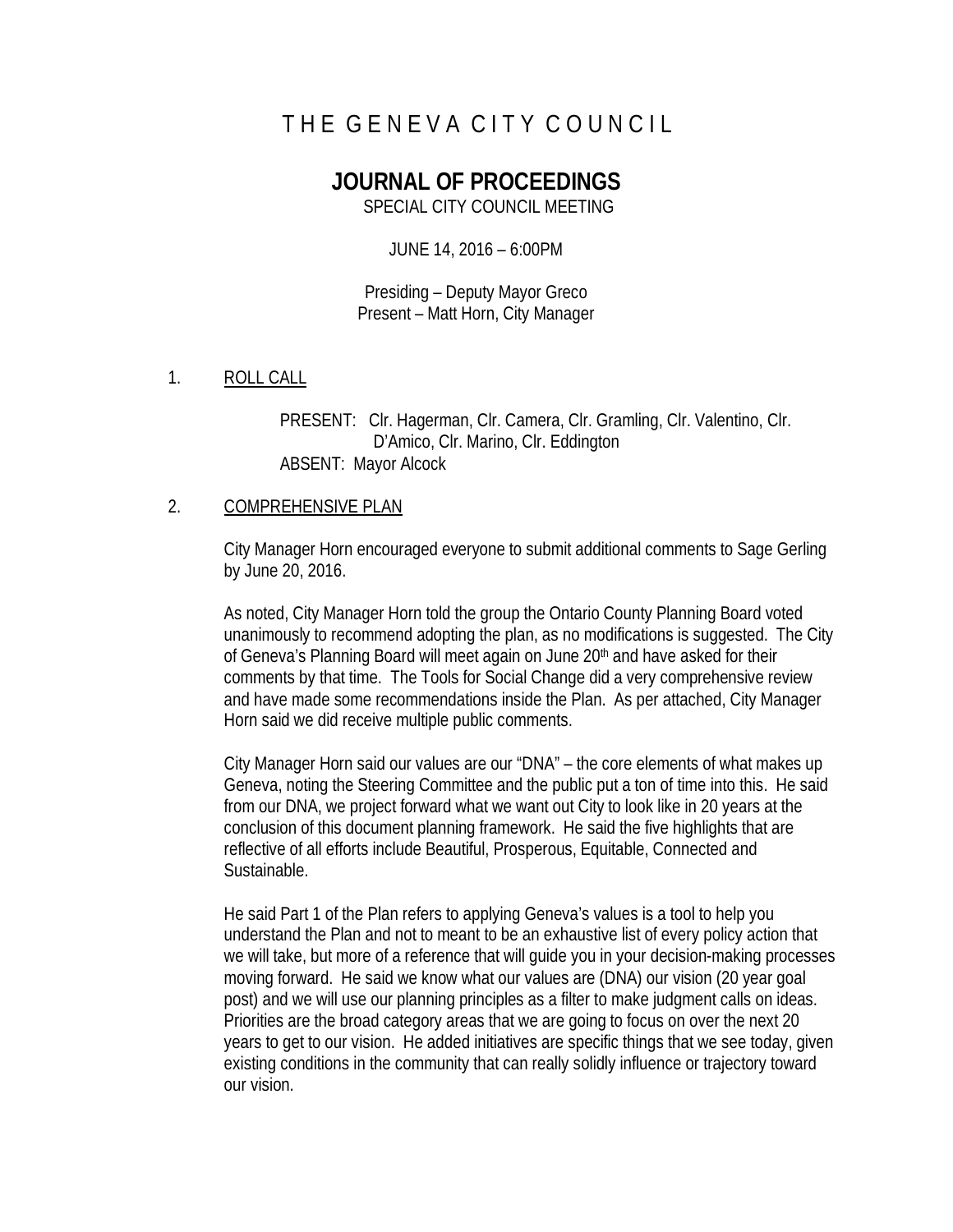# THE GENEVA CITY COUNCIL

## JOURNAL OF PROCEEDINGS

SPECIAL CITY COUNCIL MEETING

JUNE 14, 2016 – 6:00PM

Presiding – Deputy Mayor Greco
Present – Matt Horn, City Manager

1. ROLL CALL

   PRESENT: Clr. Hagerman, Clr. Camera, Clr. Gramling, Clr. Valentino, Clr. D'Amico, Clr. Marino, Clr. Eddington
   ABSENT: Mayor Alcock

2. COMPREHENSIVE PLAN

   City Manager Horn encouraged everyone to submit additional comments to Sage Gerling by June 20, 2016.

   As noted, City Manager Horn told the group the Ontario County Planning Board voted unanimously to recommend adopting the plan, as no modifications is suggested. The City of Geneva's Planning Board will meet again on June 20th and have asked for their comments by that time. The Tools for Social Change did a very comprehensive review and have made some recommendations inside the Plan. As per attached, City Manager Horn said we did receive multiple public comments.

   City Manager Horn said our values are our "DNA" – the core elements of what makes up Geneva, noting the Steering Committee and the public put a ton of time into this. He said from our DNA, we project forward what we want out City to look like in 20 years at the conclusion of this document planning framework. He said the five highlights that are reflective of all efforts include Beautiful, Prosperous, Equitable, Connected and Sustainable.

   He said Part 1 of the Plan refers to applying Geneva's values is a tool to help you understand the Plan and not to meant to be an exhaustive list of every policy action that we will take, but more of a reference that will guide you in your decision-making processes moving forward. He said we know what our values are (DNA) our vision (20 year goal post) and we will use our planning principles as a filter to make judgment calls on ideas. Priorities are the broad category areas that we are going to focus on over the next 20 years to get to our vision. He added initiatives are specific things that we see today, given existing conditions in the community that can really solidly influence or trajectory toward our vision.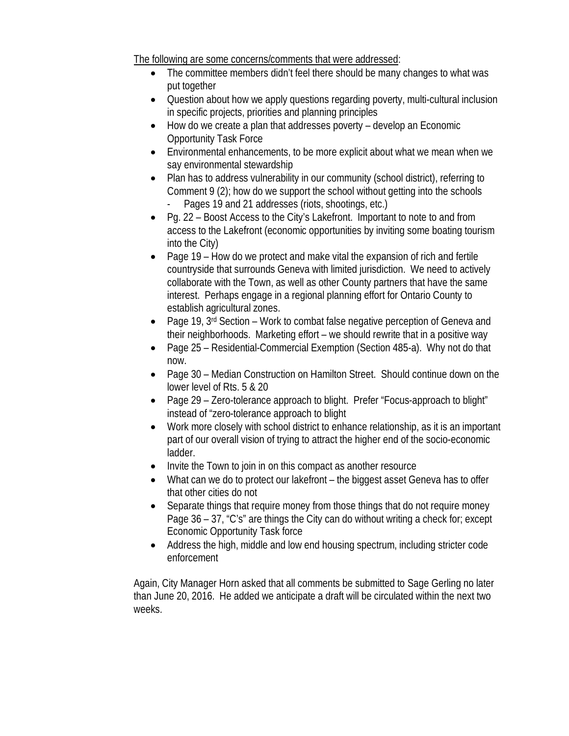The following are some concerns/comments that were addressed:

- The committee members didn't feel there should be many changes to what was put together
- Question about how we apply questions regarding poverty, multi-cultural inclusion in specific projects, priorities and planning principles
- How do we create a plan that addresses poverty – develop an Economic Opportunity Task Force
- Environmental enhancements, to be more explicit about what we mean when we say environmental stewardship
- Plan has to address vulnerability in our community (school district), referring to Comment 9 (2); how do we support the school without getting into the schools
  - Pages 19 and 21 addresses (riots, shootings, etc.)
- Pg. 22 – Boost Access to the City's Lakefront. Important to note to and from access to the Lakefront (economic opportunities by inviting some boating tourism into the City)
- Page 19 – How do we protect and make vital the expansion of rich and fertile countryside that surrounds Geneva with limited jurisdiction. We need to actively collaborate with the Town, as well as other County partners that have the same interest. Perhaps engage in a regional planning effort for Ontario County to establish agricultural zones.
- Page 19, 3rd Section – Work to combat false negative perception of Geneva and their neighborhoods. Marketing effort – we should rewrite that in a positive way
- Page 25 – Residential-Commercial Exemption (Section 485-a). Why not do that now.
- Page 30 – Median Construction on Hamilton Street. Should continue down on the lower level of Rts. 5 & 20
- Page 29 – Zero-tolerance approach to blight. Prefer "Focus-approach to blight" instead of "zero-tolerance approach to blight
- Work more closely with school district to enhance relationship, as it is an important part of our overall vision of trying to attract the higher end of the socio-economic ladder.
- Invite the Town to join in on this compact as another resource
- What can we do to protect our lakefront – the biggest asset Geneva has to offer that other cities do not
- Separate things that require money from those things that do not require money Page 36 – 37, "C's" are things the City can do without writing a check for; except Economic Opportunity Task force
- Address the high, middle and low end housing spectrum, including stricter code enforcement

Again, City Manager Horn asked that all comments be submitted to Sage Gerling no later than June 20, 2016. He added we anticipate a draft will be circulated within the next two weeks.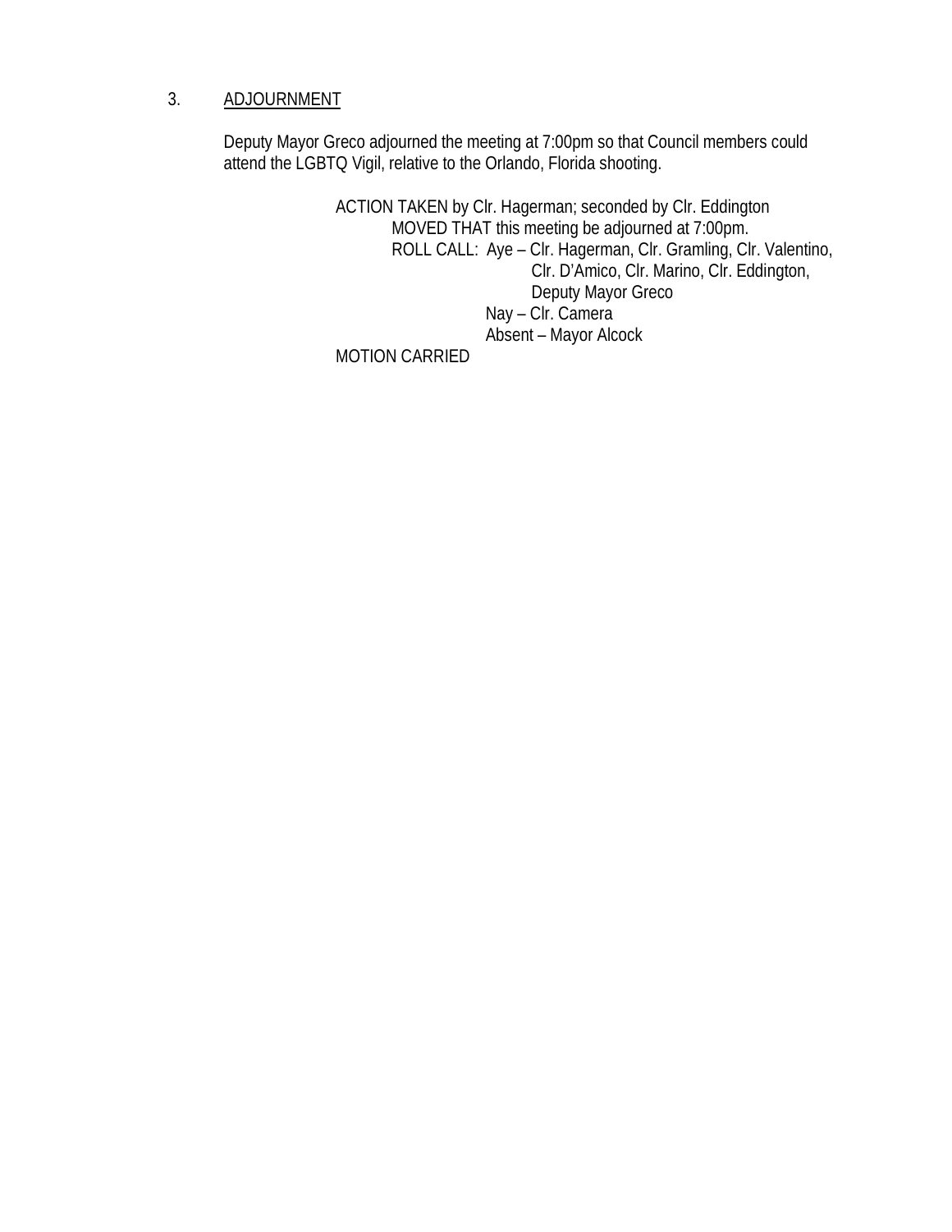3. <u>ADJOURNMENT</u>

Deputy Mayor Greco adjourned the meeting at 7:00pm so that Council members could attend the LGBTQ Vigil, relative to the Orlando, Florida shooting.

ACTION TAKEN by Clr. Hagerman; seconded by Clr. Eddington
MOVED THAT this meeting be adjourned at 7:00pm.
ROLL CALL: Aye – Clr. Hagerman, Clr. Gramling, Clr. Valentino, Clr. D'Amico, Clr. Marino, Clr. Eddington, Deputy Mayor Greco
Nay – Clr. Camera
Absent – Mayor Alcock

MOTION CARRIED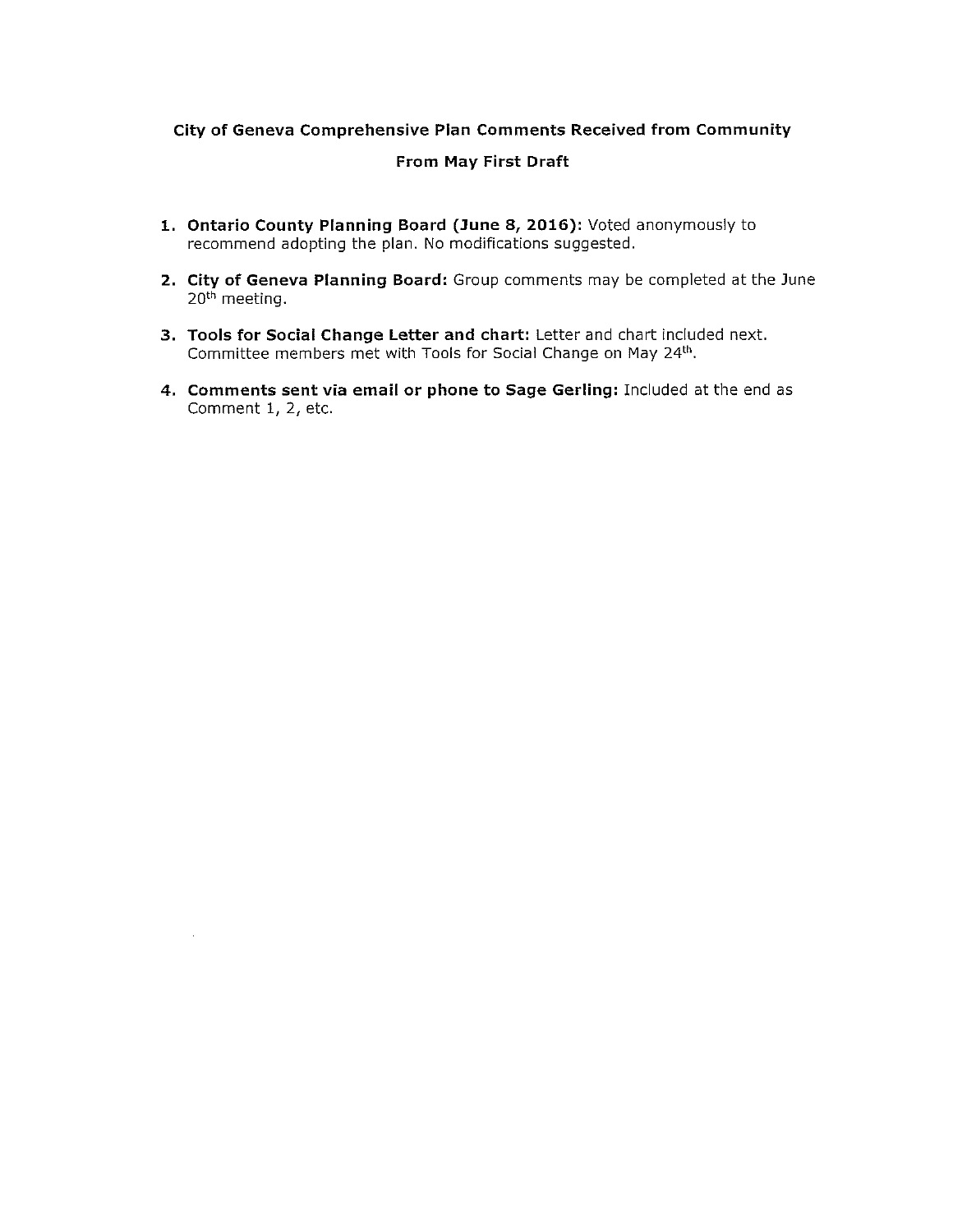**City of Geneva Comprehensive Plan Comments Received from Community**

**From May First Draft**

1. **Ontario County Planning Board (June 8, 2016):** Voted anonymously to recommend adopting the plan. No modifications suggested.

2. **City of Geneva Planning Board:** Group comments may be completed at the June 20th meeting.

3. **Tools for Social Change Letter and chart:** Letter and chart included next. Committee members met with Tools for Social Change on May 24th.

4. **Comments sent via email or phone to Sage Gerling:** Included at the end as Comment 1, 2, etc.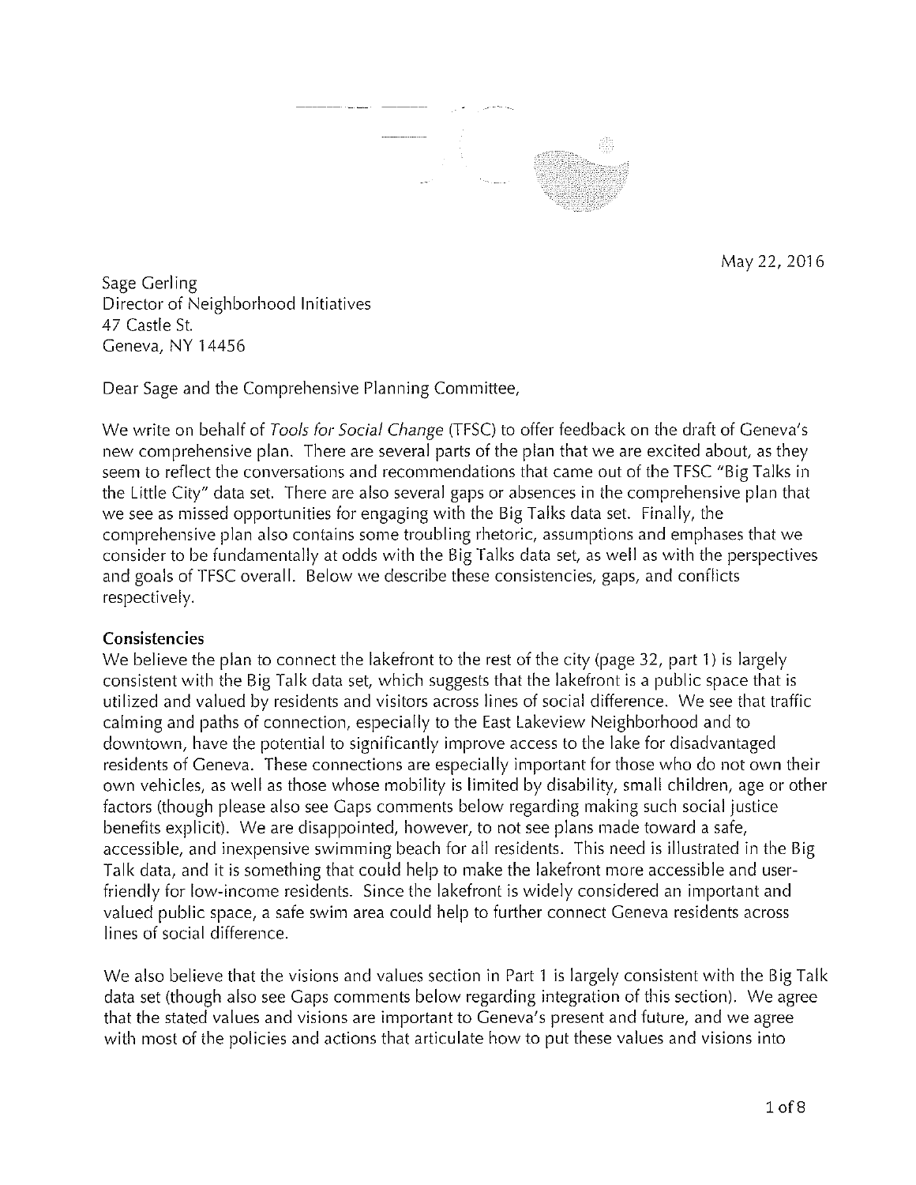May 22, 2016

Sage Gerling
Director of Neighborhood Initiatives
47 Castle St.
Geneva, NY 14456

Dear Sage and the Comprehensive Planning Committee,

We write on behalf of *Tools for Social Change* (TFSC) to offer feedback on the draft of Geneva's new comprehensive plan. There are several parts of the plan that we are excited about, as they seem to reflect the conversations and recommendations that came out of the TFSC "Big Talks in the Little City" data set. There are also several gaps or absences in the comprehensive plan that we see as missed opportunities for engaging with the Big Talks data set. Finally, the comprehensive plan also contains some troubling rhetoric, assumptions and emphases that we consider to be fundamentally at odds with the Big Talks data set, as well as with the perspectives and goals of TFSC overall. Below we describe these consistencies, gaps, and conflicts respectively.

**Consistencies**

We believe the plan to connect the lakefront to the rest of the city (page 32, part 1) is largely consistent with the Big Talk data set, which suggests that the lakefront is a public space that is utilized and valued by residents and visitors across lines of social difference. We see that traffic calming and paths of connection, especially to the East Lakeview Neighborhood and to downtown, have the potential to significantly improve access to the lake for disadvantaged residents of Geneva. These connections are especially important for those who do not own their own vehicles, as well as those whose mobility is limited by disability, small children, age or other factors (though please also see Gaps comments below regarding making such social justice benefits explicit). We are disappointed, however, to not see plans made toward a safe, accessible, and inexpensive swimming beach for all residents. This need is illustrated in the Big Talk data, and it is something that could help to make the lakefront more accessible and user-friendly for low-income residents. Since the lakefront is widely considered an important and valued public space, a safe swim area could help to further connect Geneva residents across lines of social difference.

We also believe that the visions and values section in Part 1 is largely consistent with the Big Talk data set (though also see Gaps comments below regarding integration of this section). We agree that the stated values and visions are important to Geneva's present and future, and we agree with most of the policies and actions that articulate how to put these values and visions into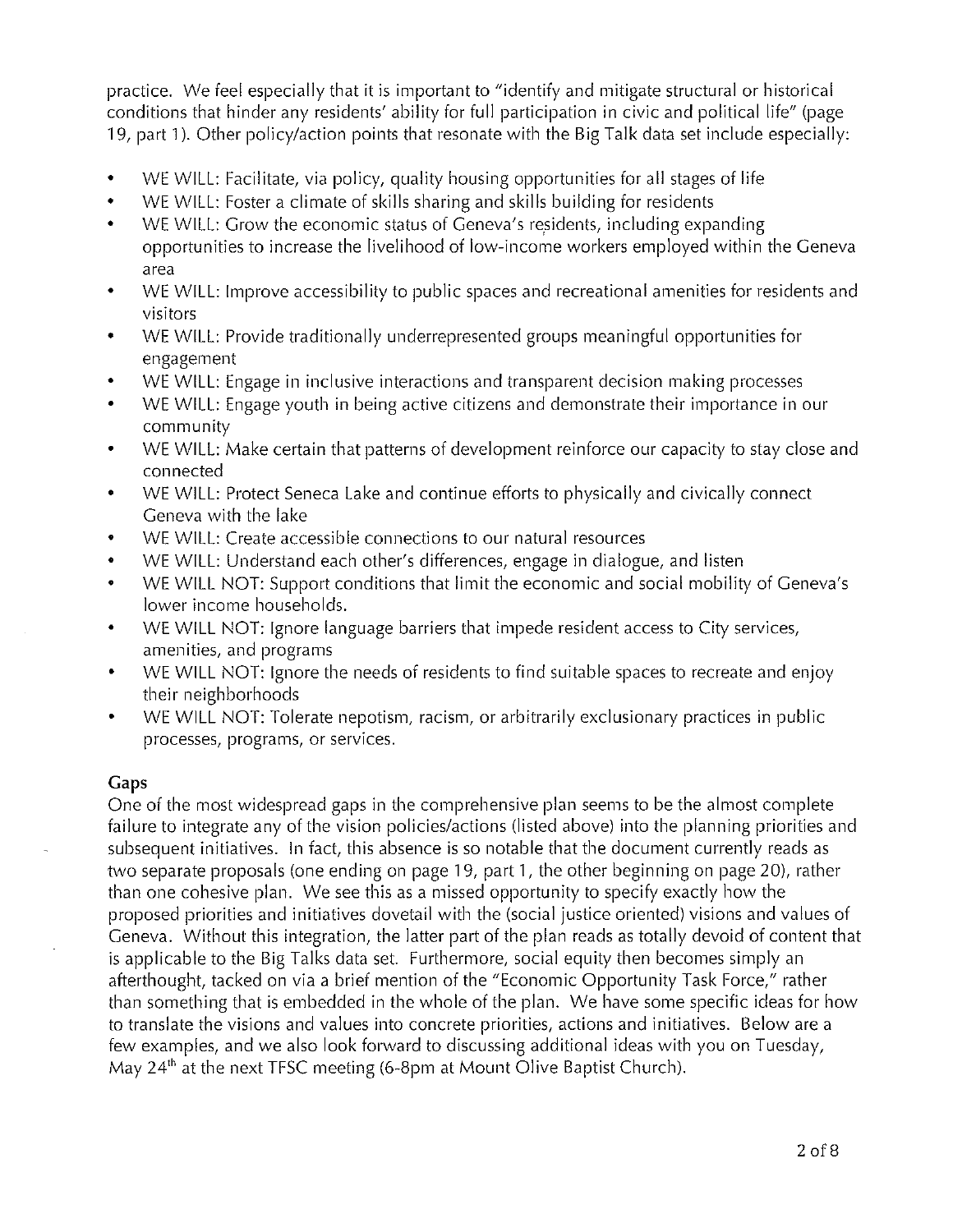practice. We feel especially that it is important to "identify and mitigate structural or historical conditions that hinder any residents' ability for full participation in civic and political life" (page 19, part 1). Other policy/action points that resonate with the Big Talk data set include especially:

- WE WILL: Facilitate, via policy, quality housing opportunities for all stages of life
- WE WILL: Foster a climate of skills sharing and skills building for residents
- WE WILL: Grow the economic status of Geneva's residents, including expanding opportunities to increase the livelihood of low-income workers employed within the Geneva area
- WE WILL: Improve accessibility to public spaces and recreational amenities for residents and visitors
- WE WILL: Provide traditionally underrepresented groups meaningful opportunities for engagement
- WE WILL: Engage in inclusive interactions and transparent decision making processes
- WE WILL: Engage youth in being active citizens and demonstrate their importance in our community
- WE WILL: Make certain that patterns of development reinforce our capacity to stay close and connected
- WE WILL: Protect Seneca Lake and continue efforts to physically and civically connect Geneva with the lake
- WE WILL: Create accessible connections to our natural resources
- WE WILL: Understand each other's differences, engage in dialogue, and listen
- WE WILL NOT: Support conditions that limit the economic and social mobility of Geneva's lower income households.
- WE WILL NOT: Ignore language barriers that impede resident access to City services, amenities, and programs
- WE WILL NOT: Ignore the needs of residents to find suitable spaces to recreate and enjoy their neighborhoods
- WE WILL NOT: Tolerate nepotism, racism, or arbitrarily exclusionary practices in public processes, programs, or services.

## Gaps

One of the most widespread gaps in the comprehensive plan seems to be the almost complete failure to integrate any of the vision policies/actions (listed above) into the planning priorities and subsequent initiatives. In fact, this absence is so notable that the document currently reads as two separate proposals (one ending on page 19, part 1, the other beginning on page 20), rather than one cohesive plan. We see this as a missed opportunity to specify exactly how the proposed priorities and initiatives dovetail with the (social justice oriented) visions and values of Geneva. Without this integration, the latter part of the plan reads as totally devoid of content that is applicable to the Big Talks data set. Furthermore, social equity then becomes simply an afterthought, tacked on via a brief mention of the "Economic Opportunity Task Force," rather than something that is embedded in the whole of the plan. We have some specific ideas for how to translate the visions and values into concrete priorities, actions and initiatives. Below are a few examples, and we also look forward to discussing additional ideas with you on Tuesday, May 24th at the next TFSC meeting (6-8pm at Mount Olive Baptist Church).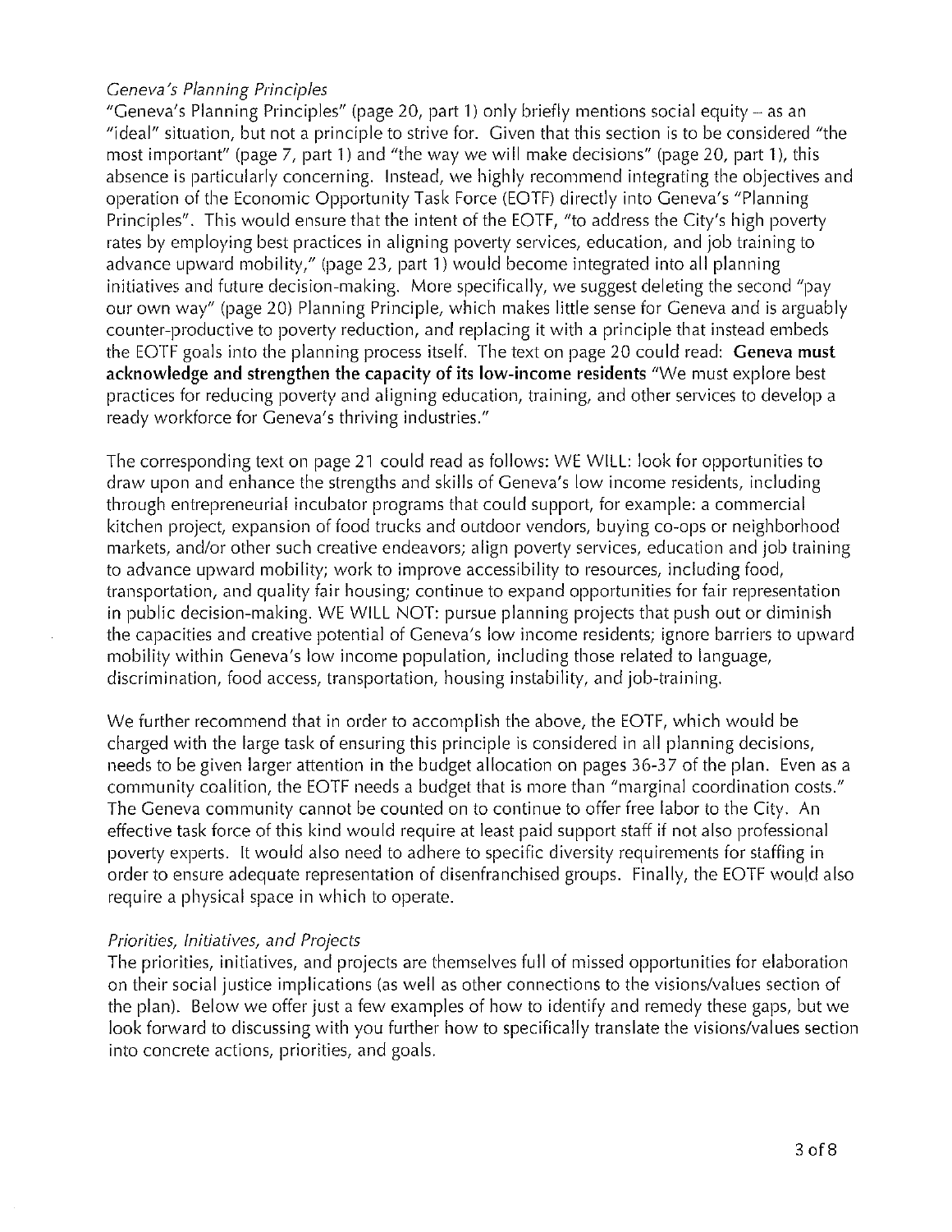*Geneva's Planning Principles*

"Geneva's Planning Principles" (page 20, part 1) only briefly mentions social equity – as an "ideal" situation, but not a principle to strive for. Given that this section is to be considered "the most important" (page 7, part 1) and "the way we will make decisions" (page 20, part 1), this absence is particularly concerning. Instead, we highly recommend integrating the objectives and operation of the Economic Opportunity Task Force (EOTF) directly into Geneva's "Planning Principles". This would ensure that the intent of the EOTF, "to address the City's high poverty rates by employing best practices in aligning poverty services, education, and job training to advance upward mobility," (page 23, part 1) would become integrated into all planning initiatives and future decision-making. More specifically, we suggest deleting the second "pay our own way" (page 20) Planning Principle, which makes little sense for Geneva and is arguably counter-productive to poverty reduction, and replacing it with a principle that instead embeds the EOTF goals into the planning process itself. The text on page 20 could read: **Geneva must acknowledge and strengthen the capacity of its low-income residents** "We must explore best practices for reducing poverty and aligning education, training, and other services to develop a ready workforce for Geneva's thriving industries."

The corresponding text on page 21 could read as follows: WE WILL: look for opportunities to draw upon and enhance the strengths and skills of Geneva's low income residents, including through entrepreneurial incubator programs that could support, for example: a commercial kitchen project, expansion of food trucks and outdoor vendors, buying co-ops or neighborhood markets, and/or other such creative endeavors; align poverty services, education and job training to advance upward mobility; work to improve accessibility to resources, including food, transportation, and quality fair housing; continue to expand opportunities for fair representation in public decision-making. WE WILL NOT: pursue planning projects that push out or diminish the capacities and creative potential of Geneva's low income residents; ignore barriers to upward mobility within Geneva's low income population, including those related to language, discrimination, food access, transportation, housing instability, and job-training.

We further recommend that in order to accomplish the above, the EOTF, which would be charged with the large task of ensuring this principle is considered in all planning decisions, needs to be given larger attention in the budget allocation on pages 36-37 of the plan. Even as a community coalition, the EOTF needs a budget that is more than "marginal coordination costs." The Geneva community cannot be counted on to continue to offer free labor to the City. An effective task force of this kind would require at least paid support staff if not also professional poverty experts. It would also need to adhere to specific diversity requirements for staffing in order to ensure adequate representation of disenfranchised groups. Finally, the EOTF would also require a physical space in which to operate.

*Priorities, Initiatives, and Projects*

The priorities, initiatives, and projects are themselves full of missed opportunities for elaboration on their social justice implications (as well as other connections to the visions/values section of the plan). Below we offer just a few examples of how to identify and remedy these gaps, but we look forward to discussing with you further how to specifically translate the visions/values section into concrete actions, priorities, and goals.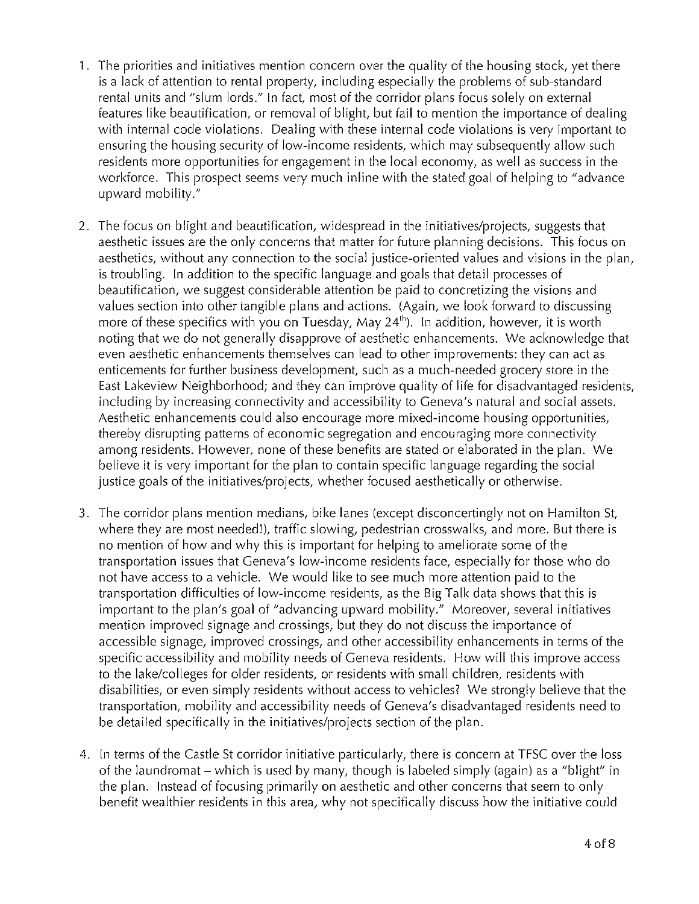1. The priorities and initiatives mention concern over the quality of the housing stock, yet there is a lack of attention to rental property, including especially the problems of sub-standard rental units and "slum lords." In fact, most of the corridor plans focus solely on external features like beautification, or removal of blight, but fail to mention the importance of dealing with internal code violations. Dealing with these internal code violations is very important to ensuring the housing security of low-income residents, which may subsequently allow such residents more opportunities for engagement in the local economy, as well as success in the workforce. This prospect seems very much inline with the stated goal of helping to "advance upward mobility."

2. The focus on blight and beautification, widespread in the initiatives/projects, suggests that aesthetic issues are the only concerns that matter for future planning decisions. This focus on aesthetics, without any connection to the social justice-oriented values and visions in the plan, is troubling. In addition to the specific language and goals that detail processes of beautification, we suggest considerable attention be paid to concretizing the visions and values section into other tangible plans and actions. (Again, we look forward to discussing more of these specifics with you on Tuesday, May 24th). In addition, however, it is worth noting that we do not generally disapprove of aesthetic enhancements. We acknowledge that even aesthetic enhancements themselves can lead to other improvements: they can act as enticements for further business development, such as a much-needed grocery store in the East Lakeview Neighborhood; and they can improve quality of life for disadvantaged residents, including by increasing connectivity and accessibility to Geneva's natural and social assets. Aesthetic enhancements could also encourage more mixed-income housing opportunities, thereby disrupting patterns of economic segregation and encouraging more connectivity among residents. However, none of these benefits are stated or elaborated in the plan. We believe it is very important for the plan to contain specific language regarding the social justice goals of the initiatives/projects, whether focused aesthetically or otherwise.

3. The corridor plans mention medians, bike lanes (except disconcertingly not on Hamilton St, where they are most needed!), traffic slowing, pedestrian crosswalks, and more. But there is no mention of how and why this is important for helping to ameliorate some of the transportation issues that Geneva's low-income residents face, especially for those who do not have access to a vehicle. We would like to see much more attention paid to the transportation difficulties of low-income residents, as the Big Talk data shows that this is important to the plan's goal of "advancing upward mobility." Moreover, several initiatives mention improved signage and crossings, but they do not discuss the importance of accessible signage, improved crossings, and other accessibility enhancements in terms of the specific accessibility and mobility needs of Geneva residents. How will this improve access to the lake/colleges for older residents, or residents with small children, residents with disabilities, or even simply residents without access to vehicles? We strongly believe that the transportation, mobility and accessibility needs of Geneva's disadvantaged residents need to be detailed specifically in the initiatives/projects section of the plan.

4. In terms of the Castle St corridor initiative particularly, there is concern at TFSC over the loss of the laundromat – which is used by many, though is labeled simply (again) as a "blight" in the plan. Instead of focusing primarily on aesthetic and other concerns that seem to only benefit wealthier residents in this area, why not specifically discuss how the initiative could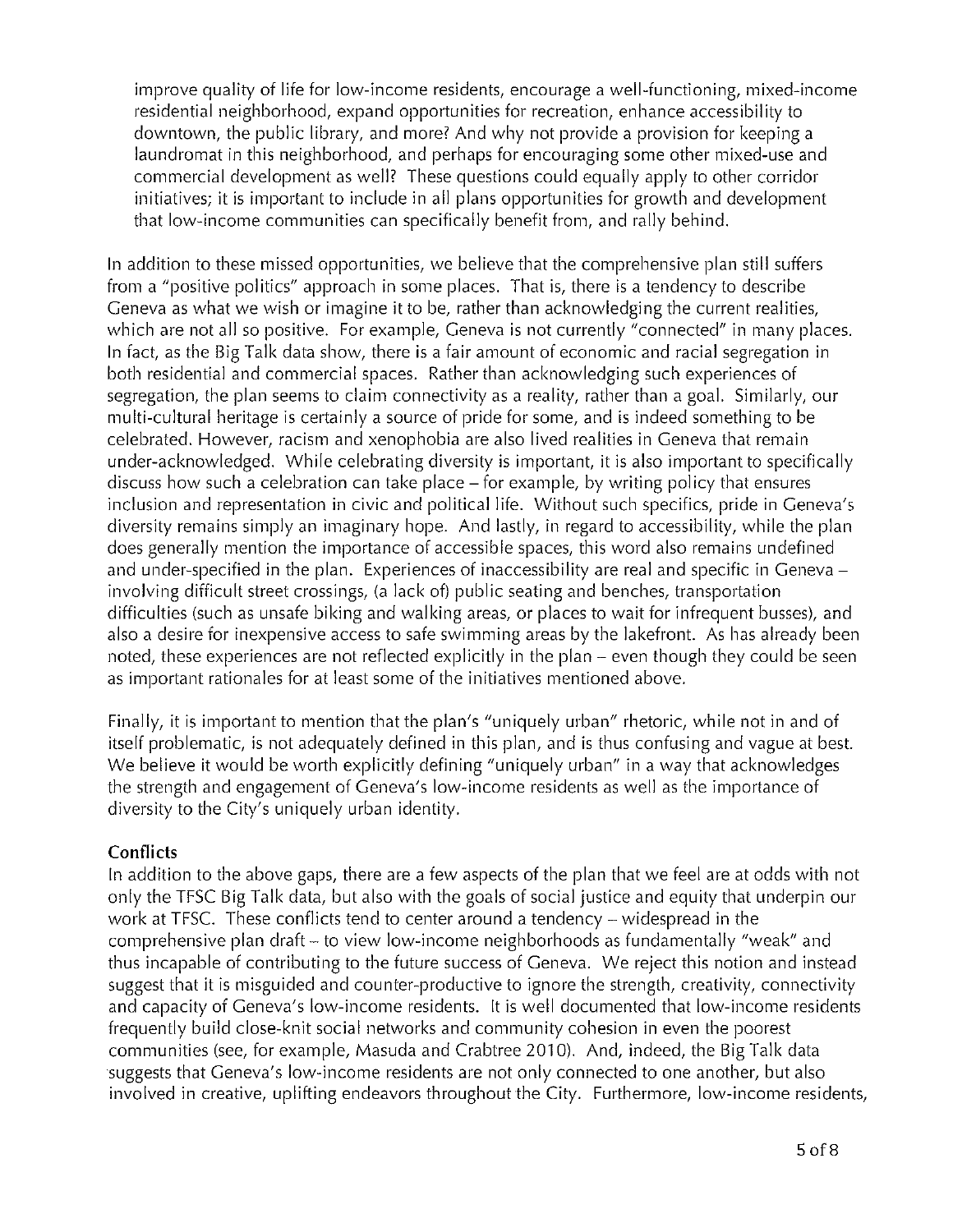improve quality of life for low-income residents, encourage a well-functioning, mixed-income residential neighborhood, expand opportunities for recreation, enhance accessibility to downtown, the public library, and more? And why not provide a provision for keeping a laundromat in this neighborhood, and perhaps for encouraging some other mixed-use and commercial development as well? These questions could equally apply to other corridor initiatives; it is important to include in all plans opportunities for growth and development that low-income communities can specifically benefit from, and rally behind.

In addition to these missed opportunities, we believe that the comprehensive plan still suffers from a "positive politics" approach in some places. That is, there is a tendency to describe Geneva as what we wish or imagine it to be, rather than acknowledging the current realities, which are not all so positive. For example, Geneva is not currently "connected" in many places. In fact, as the Big Talk data show, there is a fair amount of economic and racial segregation in both residential and commercial spaces. Rather than acknowledging such experiences of segregation, the plan seems to claim connectivity as a reality, rather than a goal. Similarly, our multi-cultural heritage is certainly a source of pride for some, and is indeed something to be celebrated. However, racism and xenophobia are also lived realities in Geneva that remain under-acknowledged. While celebrating diversity is important, it is also important to specifically discuss how such a celebration can take place – for example, by writing policy that ensures inclusion and representation in civic and political life. Without such specifics, pride in Geneva's diversity remains simply an imaginary hope. And lastly, in regard to accessibility, while the plan does generally mention the importance of accessible spaces, this word also remains undefined and under-specified in the plan. Experiences of inaccessibility are real and specific in Geneva – involving difficult street crossings, (a lack of) public seating and benches, transportation difficulties (such as unsafe biking and walking areas, or places to wait for infrequent busses), and also a desire for inexpensive access to safe swimming areas by the lakefront. As has already been noted, these experiences are not reflected explicitly in the plan – even though they could be seen as important rationales for at least some of the initiatives mentioned above.

Finally, it is important to mention that the plan's "uniquely urban" rhetoric, while not in and of itself problematic, is not adequately defined in this plan, and is thus confusing and vague at best. We believe it would be worth explicitly defining "uniquely urban" in a way that acknowledges the strength and engagement of Geneva's low-income residents as well as the importance of diversity to the City's uniquely urban identity.

### Conflicts

In addition to the above gaps, there are a few aspects of the plan that we feel are at odds with not only the TFSC Big Talk data, but also with the goals of social justice and equity that underpin our work at TFSC. These conflicts tend to center around a tendency – widespread in the comprehensive plan draft – to view low-income neighborhoods as fundamentally "weak" and thus incapable of contributing to the future success of Geneva. We reject this notion and instead suggest that it is misguided and counter-productive to ignore the strength, creativity, connectivity and capacity of Geneva's low-income residents. It is well documented that low-income residents frequently build close-knit social networks and community cohesion in even the poorest communities (see, for example, Masuda and Crabtree 2010). And, indeed, the Big Talk data suggests that Geneva's low-income residents are not only connected to one another, but also involved in creative, uplifting endeavors throughout the City. Furthermore, low-income residents,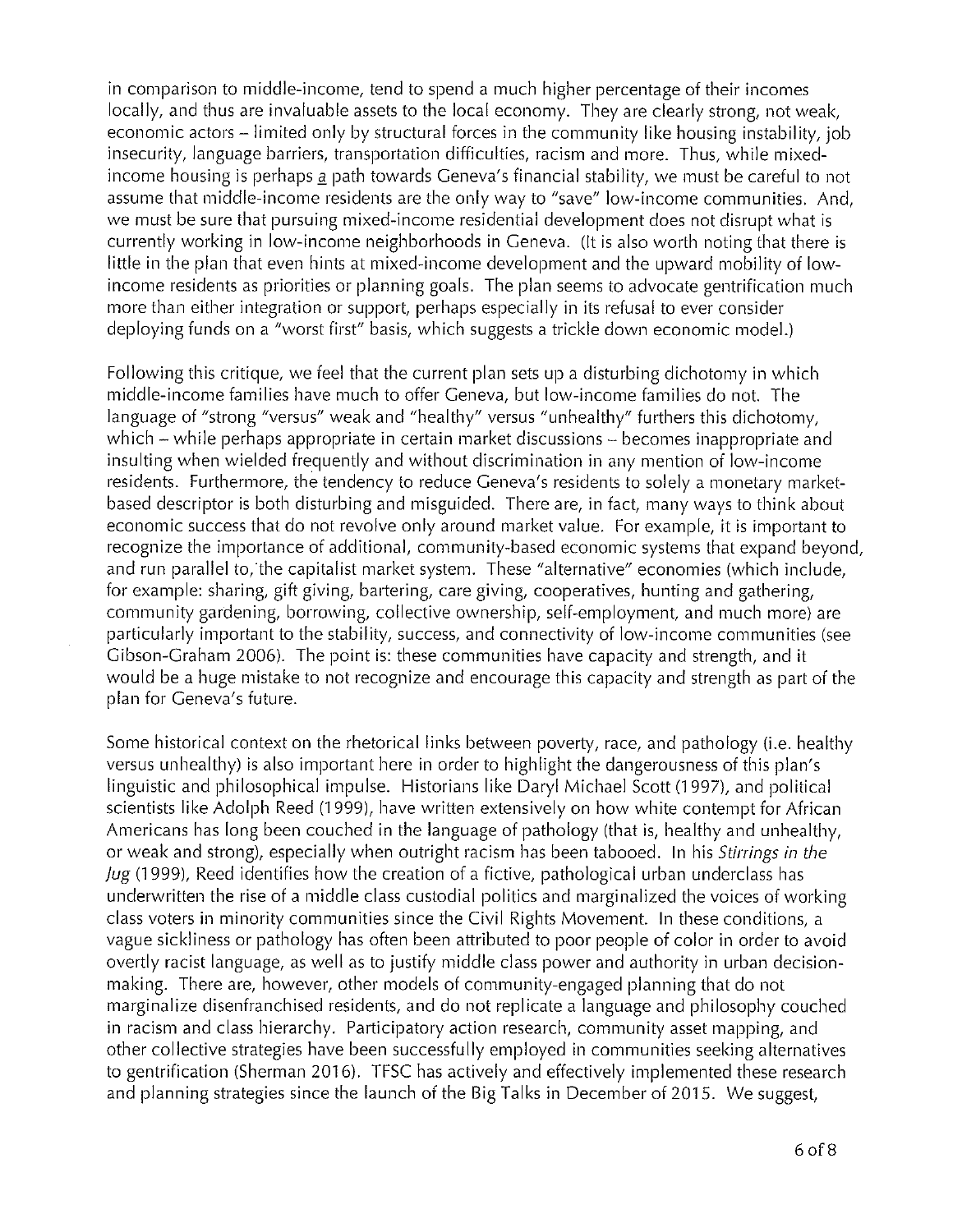in comparison to middle-income, tend to spend a much higher percentage of their incomes locally, and thus are invaluable assets to the local economy. They are clearly strong, not weak, economic actors – limited only by structural forces in the community like housing instability, job insecurity, language barriers, transportation difficulties, racism and more. Thus, while mixed-income housing is perhaps a path towards Geneva's financial stability, we must be careful to not assume that middle-income residents are the only way to "save" low-income communities. And, we must be sure that pursuing mixed-income residential development does not disrupt what is currently working in low-income neighborhoods in Geneva. (It is also worth noting that there is little in the plan that even hints at mixed-income development and the upward mobility of low-income residents as priorities or planning goals. The plan seems to advocate gentrification much more than either integration or support, perhaps especially in its refusal to ever consider deploying funds on a "worst first" basis, which suggests a trickle down economic model.)

Following this critique, we feel that the current plan sets up a disturbing dichotomy in which middle-income families have much to offer Geneva, but low-income families do not. The language of "strong "versus" weak and "healthy" versus "unhealthy" furthers this dichotomy, which – while perhaps appropriate in certain market discussions – becomes inappropriate and insulting when wielded frequently and without discrimination in any mention of low-income residents. Furthermore, the tendency to reduce Geneva's residents to solely a monetary market-based descriptor is both disturbing and misguided. There are, in fact, many ways to think about economic success that do not revolve only around market value. For example, it is important to recognize the importance of additional, community-based economic systems that expand beyond, and run parallel to, the capitalist market system. These "alternative" economies (which include, for example: sharing, gift giving, bartering, care giving, cooperatives, hunting and gathering, community gardening, borrowing, collective ownership, self-employment, and much more) are particularly important to the stability, success, and connectivity of low-income communities (see Gibson-Graham 2006). The point is: these communities have capacity and strength, and it would be a huge mistake to not recognize and encourage this capacity and strength as part of the plan for Geneva's future.

Some historical context on the rhetorical links between poverty, race, and pathology (i.e. healthy versus unhealthy) is also important here in order to highlight the dangerousness of this plan's linguistic and philosophical impulse. Historians like Daryl Michael Scott (1997), and political scientists like Adolph Reed (1999), have written extensively on how white contempt for African Americans has long been couched in the language of pathology (that is, healthy and unhealthy, or weak and strong), especially when outright racism has been tabooed. In his *Stirrings in the Jug* (1999), Reed identifies how the creation of a fictive, pathological urban underclass has underwritten the rise of a middle class custodial politics and marginalized the voices of working class voters in minority communities since the Civil Rights Movement. In these conditions, a vague sickliness or pathology has often been attributed to poor people of color in order to avoid overtly racist language, as well as to justify middle class power and authority in urban decision-making. There are, however, other models of community-engaged planning that do not marginalize disenfranchised residents, and do not replicate a language and philosophy couched in racism and class hierarchy. Participatory action research, community asset mapping, and other collective strategies have been successfully employed in communities seeking alternatives to gentrification (Sherman 2016). TFSC has actively and effectively implemented these research and planning strategies since the launch of the Big Talks in December of 2015. We suggest,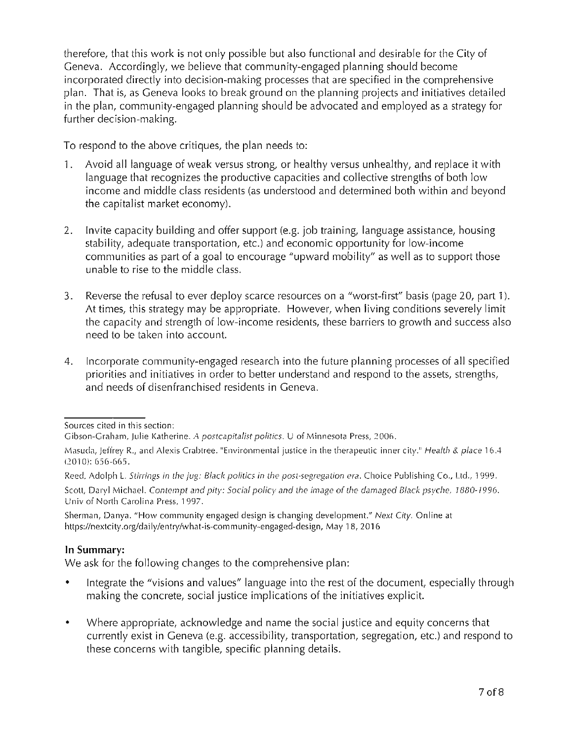therefore, that this work is not only possible but also functional and desirable for the City of Geneva. Accordingly, we believe that community-engaged planning should become incorporated directly into decision-making processes that are specified in the comprehensive plan. That is, as Geneva looks to break ground on the planning projects and initiatives detailed in the plan, community-engaged planning should be advocated and employed as a strategy for further decision-making.

To respond to the above critiques, the plan needs to:

1. Avoid all language of weak versus strong, or healthy versus unhealthy, and replace it with language that recognizes the productive capacities and collective strengths of both low income and middle class residents (as understood and determined both within and beyond the capitalist market economy).

2. Invite capacity building and offer support (e.g. job training, language assistance, housing stability, adequate transportation, etc.) and economic opportunity for low-income communities as part of a goal to encourage "upward mobility" as well as to support those unable to rise to the middle class.

3. Reverse the refusal to ever deploy scarce resources on a "worst-first" basis (page 20, part 1). At times, this strategy may be appropriate. However, when living conditions severely limit the capacity and strength of low-income residents, these barriers to growth and success also need to be taken into account.

4. Incorporate community-engaged research into the future planning processes of all specified priorities and initiatives in order to better understand and respond to the assets, strengths, and needs of disenfranchised residents in Geneva.

---

Sources cited in this section:

Gibson-Graham, Julie Katherine. *A postcapitalist politics*. U of Minnesota Press, 2006.

Masuda, Jeffrey R., and Alexis Crabtree. "Environmental justice in the therapeutic inner city." *Health & place* 16.4 (2010): 656-665.

Reed, Adolph L. *Stirrings in the jug: Black politics in the post-segregation era*. Choice Publishing Co., Ltd., 1999.

Scott, Daryl Michael. *Contempt and pity: Social policy and the image of the damaged Black psyche, 1880-1996*. Univ of North Carolina Press, 1997.

Sherman, Danya. "How community engaged design is changing development." *Next City*. Online at https://nextcity.org/daily/entry/what-is-community-engaged-design, May 18, 2016

### In Summary:

We ask for the following changes to the comprehensive plan:

- Integrate the "visions and values" language into the rest of the document, especially through making the concrete, social justice implications of the initiatives explicit.

- Where appropriate, acknowledge and name the social justice and equity concerns that currently exist in Geneva (e.g. accessibility, transportation, segregation, etc.) and respond to these concerns with tangible, specific planning details.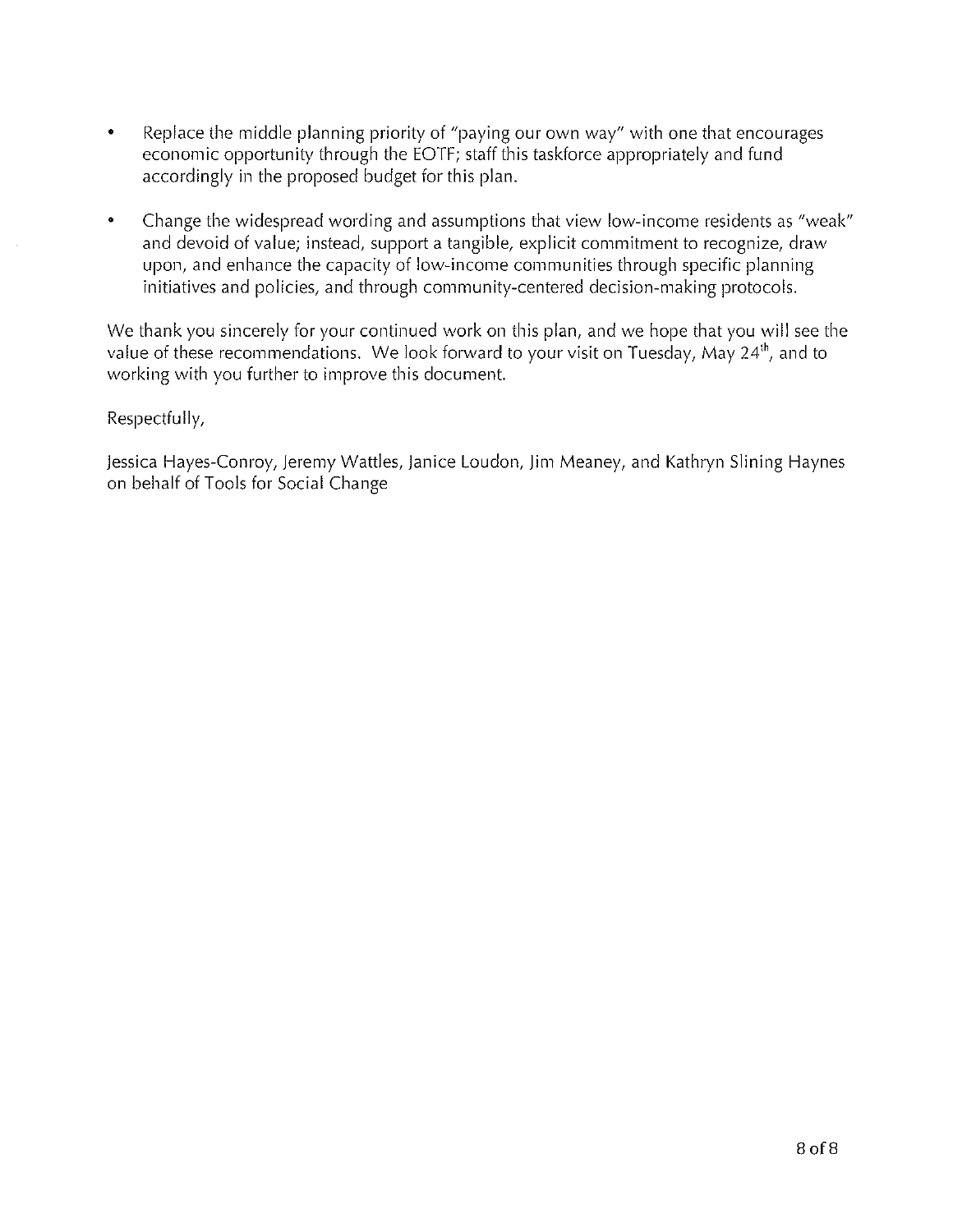- Replace the middle planning priority of "paying our own way" with one that encourages economic opportunity through the EOTF; staff this taskforce appropriately and fund accordingly in the proposed budget for this plan.

- Change the widespread wording and assumptions that view low-income residents as "weak" and devoid of value; instead, support a tangible, explicit commitment to recognize, draw upon, and enhance the capacity of low-income communities through specific planning initiatives and policies, and through community-centered decision-making protocols.

We thank you sincerely for your continued work on this plan, and we hope that you will see the value of these recommendations. We look forward to your visit on Tuesday, May 24th, and to working with you further to improve this document.

Respectfully,

Jessica Hayes-Conroy, Jeremy Wattles, Janice Loudon, Jim Meaney, and Kathryn Slining Haynes on behalf of Tools for Social Change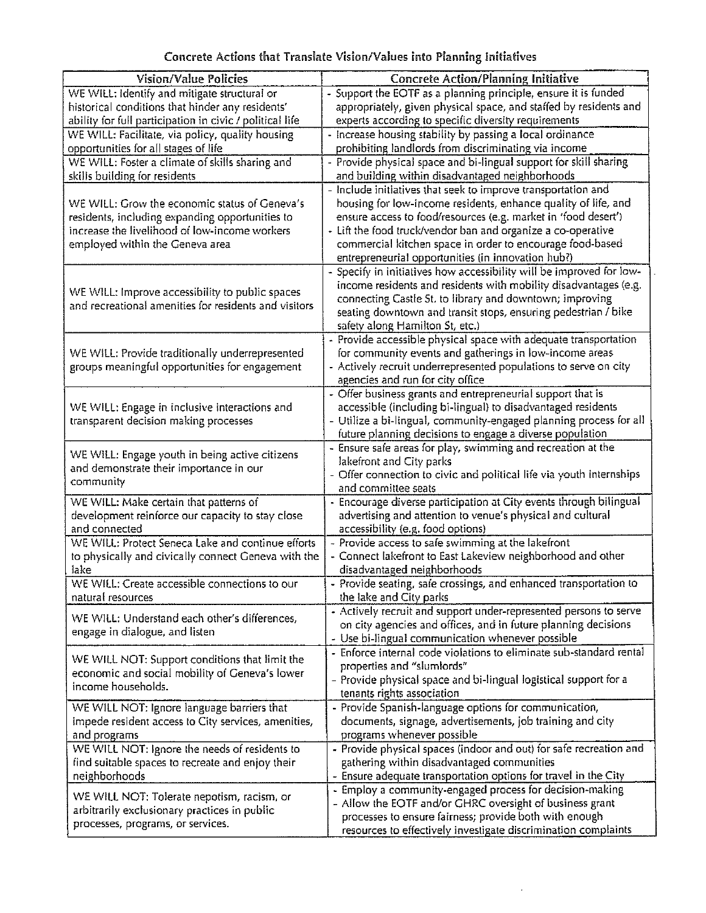## Concrete Actions that Translate Vision/Values into Planning Initiatives

| Vision/Value Policies | Concrete Action/Planning Initiative |
|---|---|
| WE WILL: Identify and mitigate structural or historical conditions that hinder any residents' ability for full participation in civic / political life | - Support the EOTF as a planning principle, ensure it is funded appropriately, given physical space, and staffed by residents and experts according to specific diversity requirements |
| WE WILL: Facilitate, via policy, quality housing opportunities for all stages of life | - Increase housing stability by passing a local ordinance prohibiting landlords from discriminating via income |
| WE WILL: Foster a climate of skills sharing and skills building for residents | - Provide physical space and bi-lingual support for skill sharing and building within disadvantaged neighborhoods |
| WE WILL: Grow the economic status of Geneva's residents, including expanding opportunities to increase the livelihood of low-income workers employed within the Geneva area | - Include initiatives that seek to improve transportation and housing for low-income residents, enhance quality of life, and ensure access to food/resources (e.g. market in 'food desert')<br>- Lift the food truck/vendor ban and organize a co-operative commercial kitchen space in order to encourage food-based entrepreneurial opportunities (in innovation hub?) |
| WE WILL: Improve accessibility to public spaces and recreational amenities for residents and visitors | - Specify in initiatives how accessibility will be improved for low-income residents and residents with mobility disadvantages (e.g. connecting Castle St. to library and downtown; improving seating downtown and transit stops, ensuring pedestrian / bike safety along Hamilton St, etc.) |
| WE WILL: Provide traditionally underrepresented groups meaningful opportunities for engagement | - Provide accessible physical space with adequate transportation for community events and gatherings in low-income areas<br>- Actively recruit underrepresented populations to serve on city agencies and run for city office |
| WE WILL: Engage in inclusive interactions and transparent decision making processes | - Offer business grants and entrepreneurial support that is accessible (including bi-lingual) to disadvantaged residents<br>- Utilize a bi-lingual, community-engaged planning process for all future planning decisions to engage a diverse population |
| WE WILL: Engage youth in being active citizens and demonstrate their importance in our community | - Ensure safe areas for play, swimming and recreation at the lakefront and City parks<br>- Offer connection to civic and political life via youth internships and committee seats |
| WE WILL: Make certain that patterns of development reinforce our capacity to stay close and connected | - Encourage diverse participation at City events through bilingual advertising and attention to venue's physical and cultural accessibility (e.g. food options) |
| WE WILL: Protect Seneca Lake and continue efforts to physically and civically connect Geneva with the lake | - Provide access to safe swimming at the lakefront<br>- Connect lakefront to East Lakeview neighborhood and other disadvantaged neighborhoods |
| WE WILL: Create accessible connections to our natural resources | - Provide seating, safe crossings, and enhanced transportation to the lake and City parks |
| WE WILL: Understand each other's differences, engage in dialogue, and listen | - Actively recruit and support under-represented persons to serve on city agencies and offices, and in future planning decisions<br>- Use bi-lingual communication whenever possible |
| WE WILL NOT: Support conditions that limit the economic and social mobility of Geneva's lower income households. | - Enforce internal code violations to eliminate sub-standard rental properties and "slumlords"<br>- Provide physical space and bi-lingual logistical support for a tenants rights association |
| WE WILL NOT: Ignore language barriers that impede resident access to City services, amenities, and programs | - Provide Spanish-language options for communication, documents, signage, advertisements, job training and city programs whenever possible |
| WE WILL NOT: Ignore the needs of residents to find suitable spaces to recreate and enjoy their neighborhoods | - Provide physical spaces (indoor and out) for safe recreation and gathering within disadvantaged communities<br>- Ensure adequate transportation options for travel in the City |
| WE WILL NOT: Tolerate nepotism, racism, or arbitrarily exclusionary practices in public processes, programs, or services. | - Employ a community-engaged process for decision-making<br>- Allow the EOTF and/or GHRC oversight of business grant processes to ensure fairness; provide both with enough resources to effectively investigate discrimination complaints |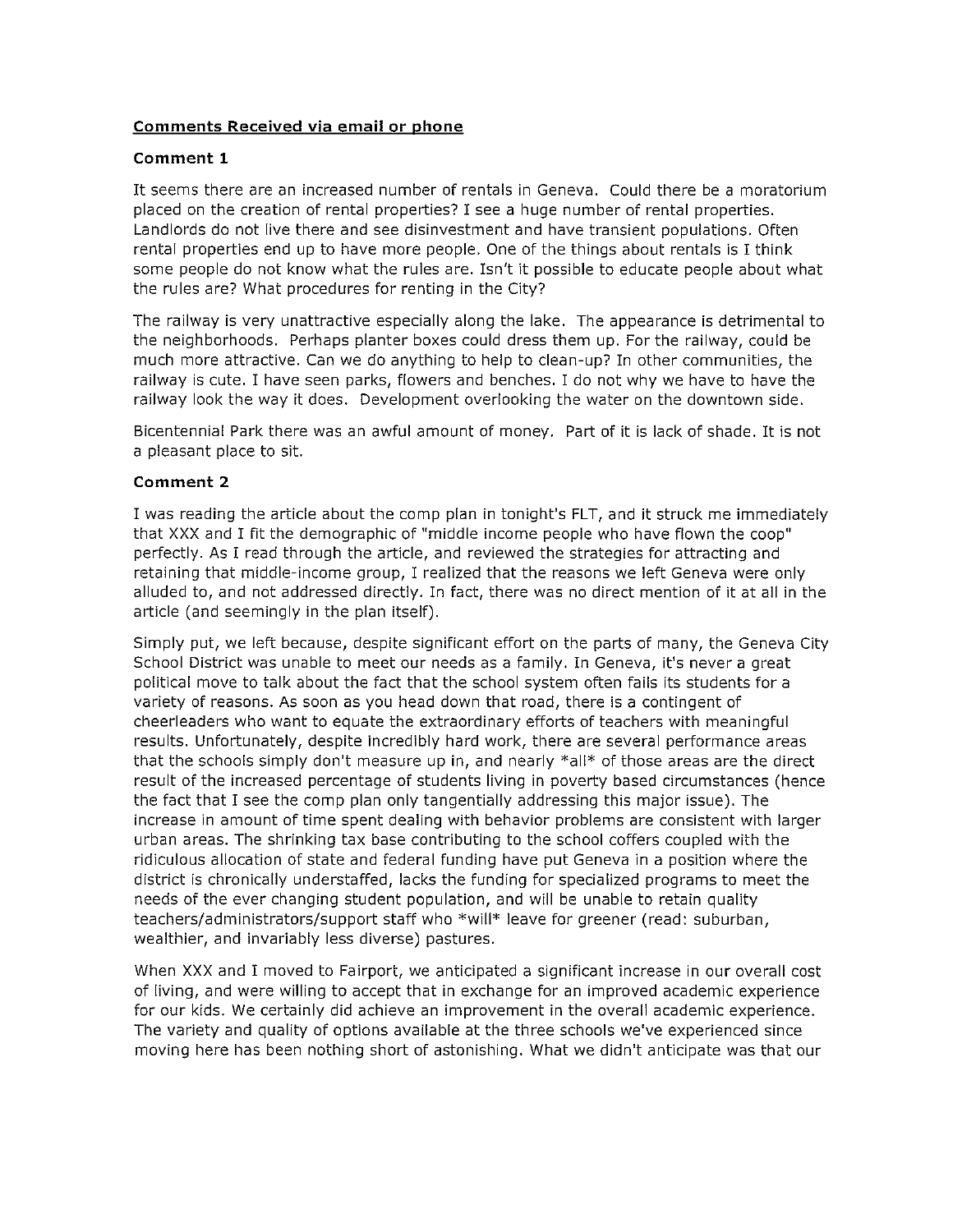**Comments Received via email or phone**

**Comment 1**

It seems there are an increased number of rentals in Geneva. Could there be a moratorium placed on the creation of rental properties? I see a huge number of rental properties. Landlords do not live there and see disinvestment and have transient populations. Often rental properties end up to have more people. One of the things about rentals is I think some people do not know what the rules are. Isn't it possible to educate people about what the rules are? What procedures for renting in the City?

The railway is very unattractive especially along the lake. The appearance is detrimental to the neighborhoods. Perhaps planter boxes could dress them up. For the railway, could be much more attractive. Can we do anything to help to clean-up? In other communities, the railway is cute. I have seen parks, flowers and benches. I do not why we have to have the railway look the way it does. Development overlooking the water on the downtown side.

Bicentennial Park there was an awful amount of money. Part of it is lack of shade. It is not a pleasant place to sit.

**Comment 2**

I was reading the article about the comp plan in tonight's FLT, and it struck me immediately that XXX and I fit the demographic of "middle income people who have flown the coop" perfectly. As I read through the article, and reviewed the strategies for attracting and retaining that middle-income group, I realized that the reasons we left Geneva were only alluded to, and not addressed directly. In fact, there was no direct mention of it at all in the article (and seemingly in the plan itself).

Simply put, we left because, despite significant effort on the parts of many, the Geneva City School District was unable to meet our needs as a family. In Geneva, it's never a great political move to talk about the fact that the school system often fails its students for a variety of reasons. As soon as you head down that road, there is a contingent of cheerleaders who want to equate the extraordinary efforts of teachers with meaningful results. Unfortunately, despite incredibly hard work, there are several performance areas that the schools simply don't measure up in, and nearly *all* of those areas are the direct result of the increased percentage of students living in poverty based circumstances (hence the fact that I see the comp plan only tangentially addressing this major issue). The increase in amount of time spent dealing with behavior problems are consistent with larger urban areas. The shrinking tax base contributing to the school coffers coupled with the ridiculous allocation of state and federal funding have put Geneva in a position where the district is chronically understaffed, lacks the funding for specialized programs to meet the needs of the ever changing student population, and will be unable to retain quality teachers/administrators/support staff who *will* leave for greener (read: suburban, wealthier, and invariably less diverse) pastures.

When XXX and I moved to Fairport, we anticipated a significant increase in our overall cost of living, and were willing to accept that in exchange for an improved academic experience for our kids. We certainly did achieve an improvement in the overall academic experience. The variety and quality of options available at the three schools we've experienced since moving here has been nothing short of astonishing. What we didn't anticipate was that our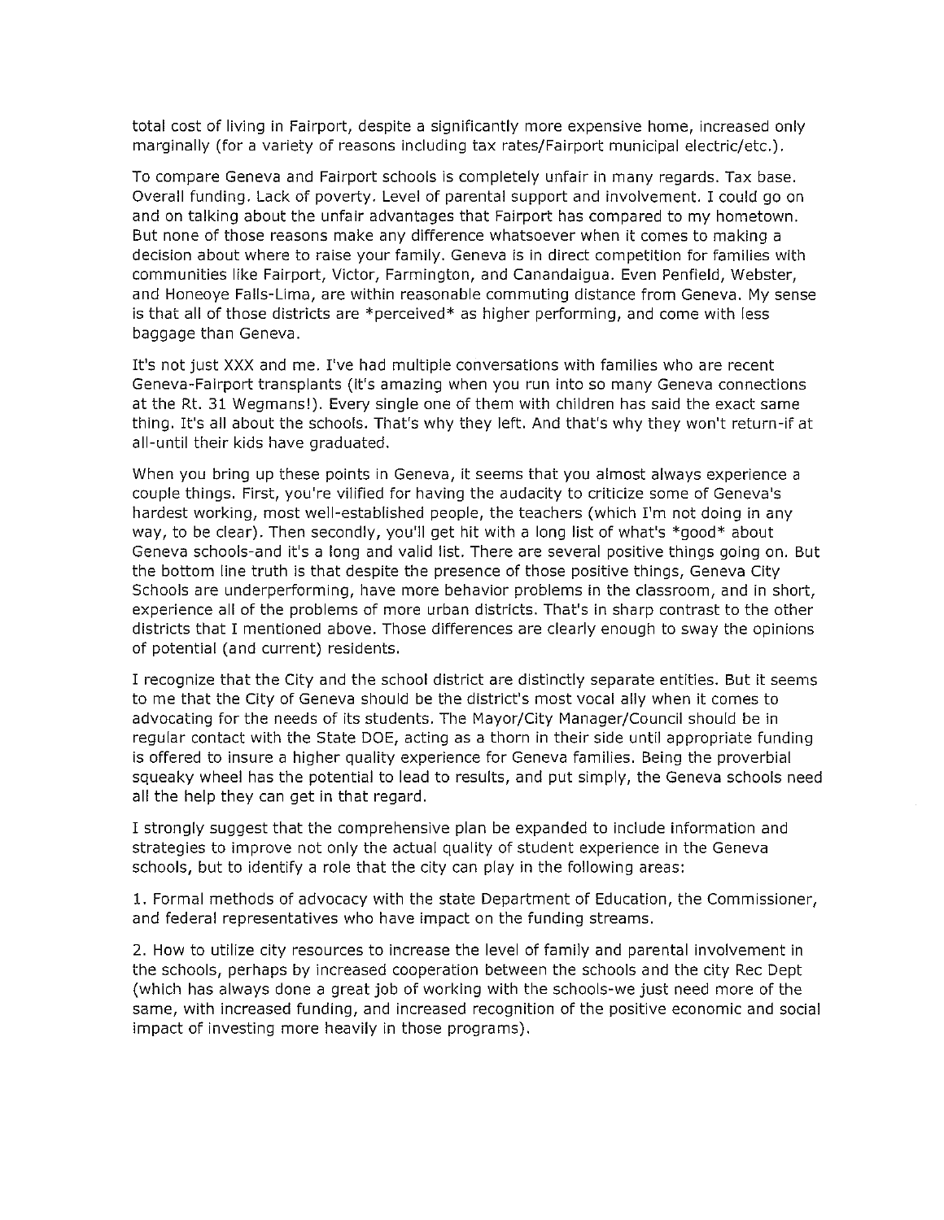total cost of living in Fairport, despite a significantly more expensive home, increased only marginally (for a variety of reasons including tax rates/Fairport municipal electric/etc.).

To compare Geneva and Fairport schools is completely unfair in many regards. Tax base. Overall funding. Lack of poverty. Level of parental support and involvement. I could go on and on talking about the unfair advantages that Fairport has compared to my hometown. But none of those reasons make any difference whatsoever when it comes to making a decision about where to raise your family. Geneva is in direct competition for families with communities like Fairport, Victor, Farmington, and Canandaigua. Even Penfield, Webster, and Honeoye Falls-Lima, are within reasonable commuting distance from Geneva. My sense is that all of those districts are *perceived* as higher performing, and come with less baggage than Geneva.

It's not just XXX and me. I've had multiple conversations with families who are recent Geneva-Fairport transplants (it's amazing when you run into so many Geneva connections at the Rt. 31 Wegmans!). Every single one of them with children has said the exact same thing. It's all about the schools. That's why they left. And that's why they won't return-if at all-until their kids have graduated.

When you bring up these points in Geneva, it seems that you almost always experience a couple things. First, you're vilified for having the audacity to criticize some of Geneva's hardest working, most well-established people, the teachers (which I'm not doing in any way, to be clear). Then secondly, you'll get hit with a long list of what's *good* about Geneva schools-and it's a long and valid list. There are several positive things going on. But the bottom line truth is that despite the presence of those positive things, Geneva City Schools are underperforming, have more behavior problems in the classroom, and in short, experience all of the problems of more urban districts. That's in sharp contrast to the other districts that I mentioned above. Those differences are clearly enough to sway the opinions of potential (and current) residents.

I recognize that the City and the school district are distinctly separate entities. But it seems to me that the City of Geneva should be the district's most vocal ally when it comes to advocating for the needs of its students. The Mayor/City Manager/Council should be in regular contact with the State DOE, acting as a thorn in their side until appropriate funding is offered to insure a higher quality experience for Geneva families. Being the proverbial squeaky wheel has the potential to lead to results, and put simply, the Geneva schools need all the help they can get in that regard.

I strongly suggest that the comprehensive plan be expanded to include information and strategies to improve not only the actual quality of student experience in the Geneva schools, but to identify a role that the city can play in the following areas:

1. Formal methods of advocacy with the state Department of Education, the Commissioner, and federal representatives who have impact on the funding streams.

2. How to utilize city resources to increase the level of family and parental involvement in the schools, perhaps by increased cooperation between the schools and the city Rec Dept (which has always done a great job of working with the schools-we just need more of the same, with increased funding, and increased recognition of the positive economic and social impact of investing more heavily in those programs).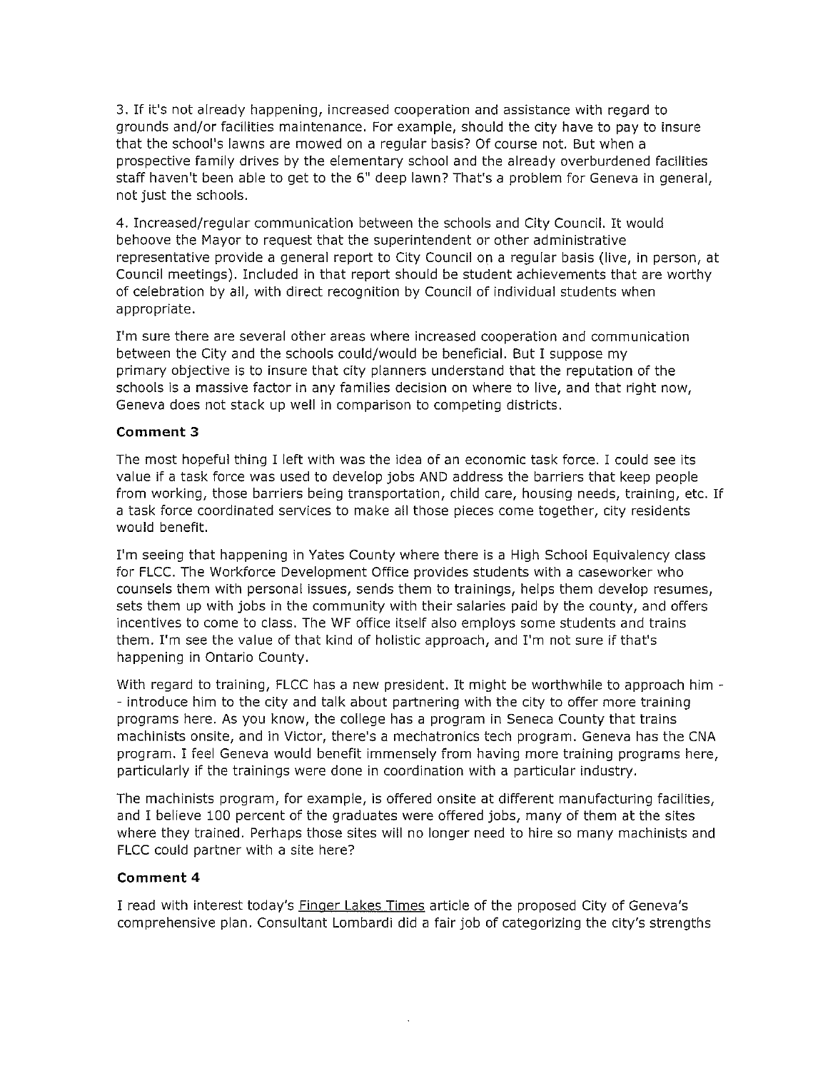3. If it's not already happening, increased cooperation and assistance with regard to grounds and/or facilities maintenance. For example, should the city have to pay to insure that the school's lawns are mowed on a regular basis? Of course not. But when a prospective family drives by the elementary school and the already overburdened facilities staff haven't been able to get to the 6" deep lawn? That's a problem for Geneva in general, not just the schools.

4. Increased/regular communication between the schools and City Council. It would behoove the Mayor to request that the superintendent or other administrative representative provide a general report to City Council on a regular basis (live, in person, at Council meetings). Included in that report should be student achievements that are worthy of celebration by all, with direct recognition by Council of individual students when appropriate.

I'm sure there are several other areas where increased cooperation and communication between the City and the schools could/would be beneficial. But I suppose my primary objective is to insure that city planners understand that the reputation of the schools is a massive factor in any families decision on where to live, and that right now, Geneva does not stack up well in comparison to competing districts.

**Comment 3**

The most hopeful thing I left with was the idea of an economic task force. I could see its value if a task force was used to develop jobs AND address the barriers that keep people from working, those barriers being transportation, child care, housing needs, training, etc. If a task force coordinated services to make all those pieces come together, city residents would benefit.

I'm seeing that happening in Yates County where there is a High School Equivalency class for FLCC. The Workforce Development Office provides students with a caseworker who counsels them with personal issues, sends them to trainings, helps them develop resumes, sets them up with jobs in the community with their salaries paid by the county, and offers incentives to come to class. The WF office itself also employs some students and trains them. I'm see the value of that kind of holistic approach, and I'm not sure if that's happening in Ontario County.

With regard to training, FLCC has a new president. It might be worthwhile to approach him -- introduce him to the city and talk about partnering with the city to offer more training programs here. As you know, the college has a program in Seneca County that trains machinists onsite, and in Victor, there's a mechatronics tech program. Geneva has the CNA program. I feel Geneva would benefit immensely from having more training programs here, particularly if the trainings were done in coordination with a particular industry.

The machinists program, for example, is offered onsite at different manufacturing facilities, and I believe 100 percent of the graduates were offered jobs, many of them at the sites where they trained. Perhaps those sites will no longer need to hire so many machinists and FLCC could partner with a site here?

**Comment 4**

I read with interest today's Finger Lakes Times article of the proposed City of Geneva's comprehensive plan. Consultant Lombardi did a fair job of categorizing the city's strengths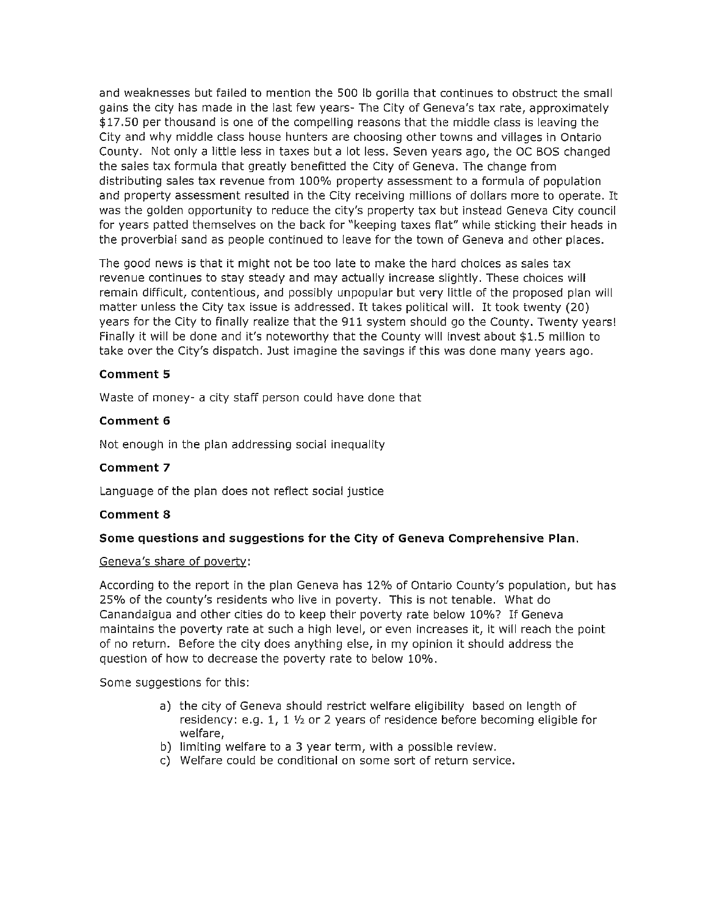and weaknesses but failed to mention the 500 lb gorilla that continues to obstruct the small gains the city has made in the last few years- The City of Geneva's tax rate, approximately $17.50 per thousand is one of the compelling reasons that the middle class is leaving the City and why middle class house hunters are choosing other towns and villages in Ontario County. Not only a little less in taxes but a lot less. Seven years ago, the OC BOS changed the sales tax formula that greatly benefitted the City of Geneva. The change from distributing sales tax revenue from 100% property assessment to a formula of population and property assessment resulted in the City receiving millions of dollars more to operate. It was the golden opportunity to reduce the city's property tax but instead Geneva City council for years patted themselves on the back for "keeping taxes flat" while sticking their heads in the proverbial sand as people continued to leave for the town of Geneva and other places.

The good news is that it might not be too late to make the hard choices as sales tax revenue continues to stay steady and may actually increase slightly. These choices will remain difficult, contentious, and possibly unpopular but very little of the proposed plan will matter unless the City tax issue is addressed. It takes political will. It took twenty (20) years for the City to finally realize that the 911 system should go the County. Twenty years! Finally it will be done and it's noteworthy that the County will invest about $1.5 million to take over the City's dispatch. Just imagine the savings if this was done many years ago.

**Comment 5**

Waste of money- a city staff person could have done that

**Comment 6**

Not enough in the plan addressing social inequality

**Comment 7**

Language of the plan does not reflect social justice

**Comment 8**

**Some questions and suggestions for the City of Geneva Comprehensive Plan.**

Geneva's share of poverty:

According to the report in the plan Geneva has 12% of Ontario County's population, but has 25% of the county's residents who live in poverty. This is not tenable. What do Canandaigua and other cities do to keep their poverty rate below 10%? If Geneva maintains the poverty rate at such a high level, or even increases it, it will reach the point of no return. Before the city does anything else, in my opinion it should address the question of how to decrease the poverty rate to below 10%.

Some suggestions for this:

a) the city of Geneva should restrict welfare eligibility based on length of residency: e.g. 1, 1 ½ or 2 years of residence before becoming eligible for welfare,
b) limiting welfare to a 3 year term, with a possible review.
c) Welfare could be conditional on some sort of return service.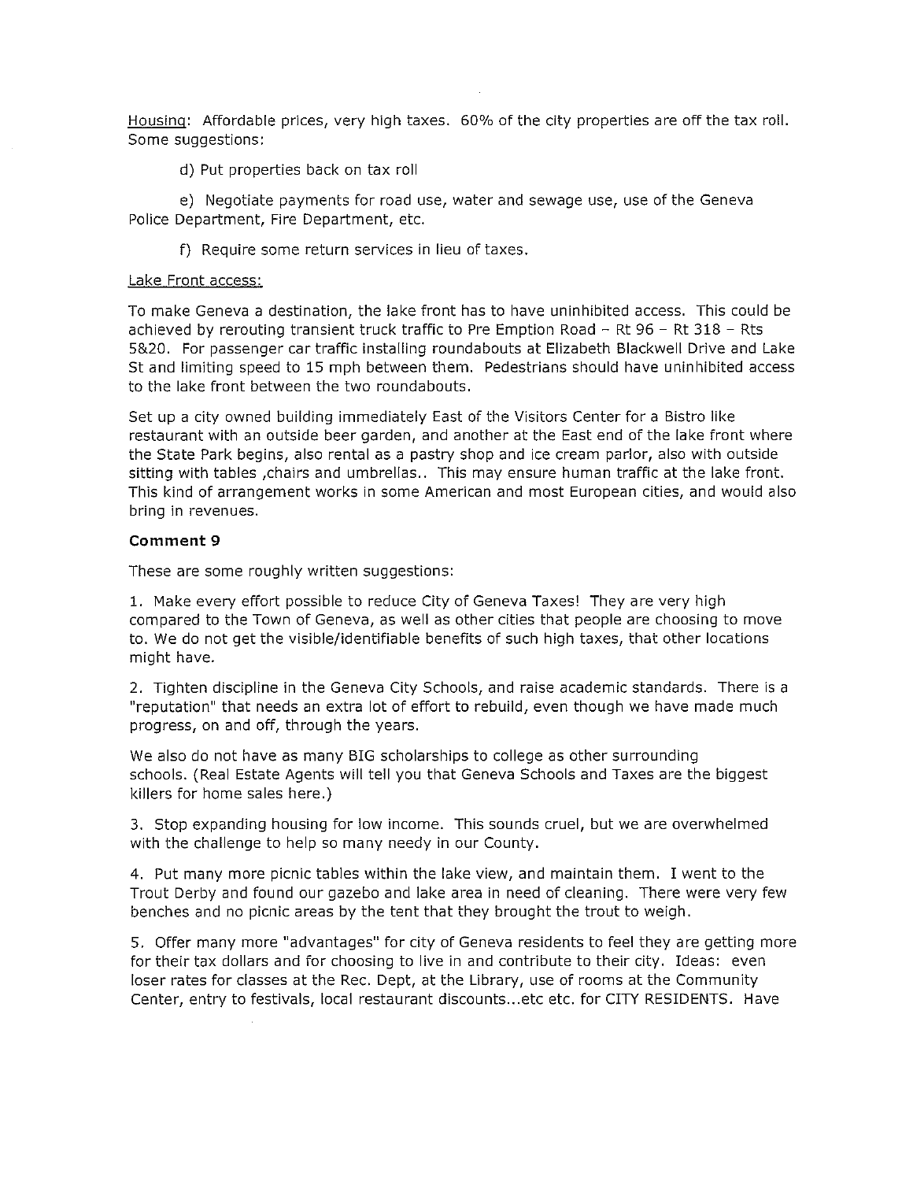Housing: Affordable prices, very high taxes. 60% of the city properties are off the tax roll. Some suggestions:

d) Put properties back on tax roll

e) Negotiate payments for road use, water and sewage use, use of the Geneva Police Department, Fire Department, etc.

f) Require some return services in lieu of taxes.

Lake Front access:

To make Geneva a destination, the lake front has to have uninhibited access. This could be achieved by rerouting transient truck traffic to Pre Emption Road – Rt 96 – Rt 318 – Rts 5&20. For passenger car traffic installing roundabouts at Elizabeth Blackwell Drive and Lake St and limiting speed to 15 mph between them. Pedestrians should have uninhibited access to the lake front between the two roundabouts.

Set up a city owned building immediately East of the Visitors Center for a Bistro like restaurant with an outside beer garden, and another at the East end of the lake front where the State Park begins, also rental as a pastry shop and ice cream parlor, also with outside sitting with tables ,chairs and umbrellas.. This may ensure human traffic at the lake front. This kind of arrangement works in some American and most European cities, and would also bring in revenues.

**Comment 9**

These are some roughly written suggestions:

1. Make every effort possible to reduce City of Geneva Taxes! They are very high compared to the Town of Geneva, as well as other cities that people are choosing to move to. We do not get the visible/identifiable benefits of such high taxes, that other locations might have.

2. Tighten discipline in the Geneva City Schools, and raise academic standards. There is a "reputation" that needs an extra lot of effort to rebuild, even though we have made much progress, on and off, through the years.

We also do not have as many BIG scholarships to college as other surrounding schools. (Real Estate Agents will tell you that Geneva Schools and Taxes are the biggest killers for home sales here.)

3. Stop expanding housing for low income. This sounds cruel, but we are overwhelmed with the challenge to help so many needy in our County.

4. Put many more picnic tables within the lake view, and maintain them. I went to the Trout Derby and found our gazebo and lake area in need of cleaning. There were very few benches and no picnic areas by the tent that they brought the trout to weigh.

5. Offer many more "advantages" for city of Geneva residents to feel they are getting more for their tax dollars and for choosing to live in and contribute to their city. Ideas: even loser rates for classes at the Rec. Dept, at the Library, use of rooms at the Community Center, entry to festivals, local restaurant discounts...etc etc. for CITY RESIDENTS. Have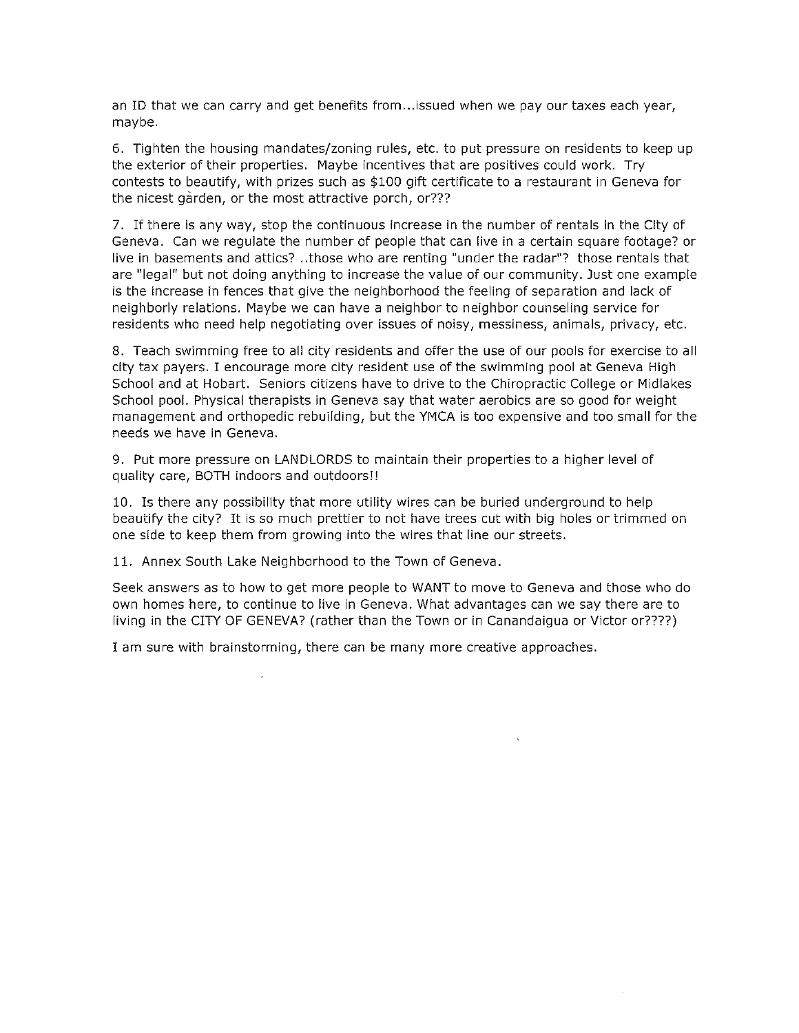an ID that we can carry and get benefits from...issued when we pay our taxes each year, maybe.

6. Tighten the housing mandates/zoning rules, etc. to put pressure on residents to keep up the exterior of their properties. Maybe incentives that are positives could work. Try contests to beautify, with prizes such as $100 gift certificate to a restaurant in Geneva for the nicest gàrden, or the most attractive porch, or???

7. If there is any way, stop the continuous increase in the number of rentals in the City of Geneva. Can we regulate the number of people that can live in a certain square footage? or live in basements and attics? ..those who are renting "under the radar"? those rentals that are "legal" but not doing anything to increase the value of our community. Just one example is the increase in fences that give the neighborhood the feeling of separation and lack of neighborly relations. Maybe we can have a neighbor to neighbor counseling service for residents who need help negotiating over issues of noisy, messiness, animals, privacy, etc.

8. Teach swimming free to all city residents and offer the use of our pools for exercise to all city tax payers. I encourage more city resident use of the swimming pool at Geneva High School and at Hobart. Seniors citizens have to drive to the Chiropractic College or Midlakes School pool. Physical therapists in Geneva say that water aerobics are so good for weight management and orthopedic rebuilding, but the YMCA is too expensive and too small for the needs we have in Geneva.

9. Put more pressure on LANDLORDS to maintain their properties to a higher level of quality care, BOTH indoors and outdoors!!

10. Is there any possibility that more utility wires can be buried underground to help beautify the city? It is so much prettier to not have trees cut with big holes or trimmed on one side to keep them from growing into the wires that line our streets.

11. Annex South Lake Neighborhood to the Town of Geneva.

Seek answers as to how to get more people to WANT to move to Geneva and those who do own homes here, to continue to live in Geneva. What advantages can we say there are to living in the CITY OF GENEVA? (rather than the Town or in Canandaigua or Victor or????)

I am sure with brainstorming, there can be many more creative approaches.